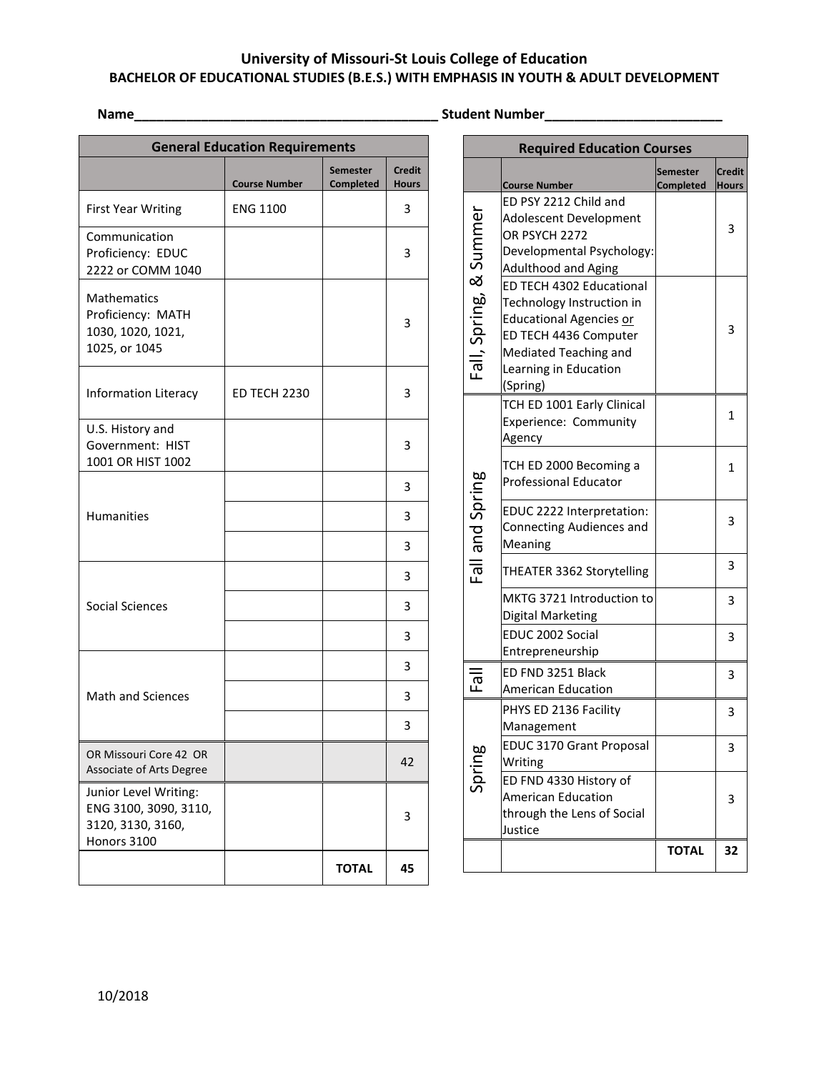**University of Missouri-St Louis College of Education**

**BACHELOR OF EDUCATIONAL STUDIES (B.E.S.) WITH EMPHASIS IN YOUTH & ADULT DEVELOPMENT**

**Name**_________________________________________ **Student Number**________________________

| General Education Requirements | | | |
|---|---|---|---|
| | **Course Number** | **Semester Completed** | **Credit Hours** |
| First Year Writing | ENG 1100 | | 3 |
| Communication Proficiency: EDUC 2222 or COMM 1040 | | | 3 |
| Mathematics Proficiency: MATH 1030, 1020, 1021, 1025, or 1045 | | | 3 |
| Information Literacy | ED TECH 2230 | | 3 |
| U.S. History and Government: HIST 1001 OR HIST 1002 | | | 3 |
| Humanities | | | 3 |
| | | | 3 |
| | | | 3 |
| Social Sciences | | | 3 |
| | | | 3 |
| | | | 3 |
| Math and Sciences | | | 3 |
| | | | 3 |
| | | | 3 |
| OR Missouri Core 42 OR Associate of Arts Degree | | | 42 |
| Junior Level Writing: ENG 3100, 3090, 3110, 3120, 3130, 3160, Honors 3100 | | | 3 |
| | | **TOTAL** | **45** |

| Required Education Courses | | | |
|---|---|---|---|
| | **Course Number** | **Semester Completed** | **Credit Hours** |
| Fall, Spring, & Summer | ED PSY 2212 Child and Adolescent Development OR PSYCH 2272 Developmental Psychology: Adulthood and Aging | | 3 |
| | ED TECH 4302 Educational Technology Instruction in Educational Agencies or ED TECH 4436 Computer Mediated Teaching and Learning in Education (Spring) | | 3 |
| Fall and Spring | TCH ED 1001 Early Clinical Experience: Community Agency | | 1 |
| | TCH ED 2000 Becoming a Professional Educator | | 1 |
| | EDUC 2222 Interpretation: Connecting Audiences and Meaning | | 3 |
| | THEATER 3362 Storytelling | | 3 |
| | MKTG 3721 Introduction to Digital Marketing | | 3 |
| | EDUC 2002 Social Entrepreneurship | | 3 |
| Fall | ED FND 3251 Black American Education | | 3 |
| Spring | PHYS ED 2136 Facility Management | | 3 |
| | EDUC 3170 Grant Proposal Writing | | 3 |
| | ED FND 4330 History of American Education through the Lens of Social Justice | | 3 |
| | | **TOTAL** | **32** |

10/2018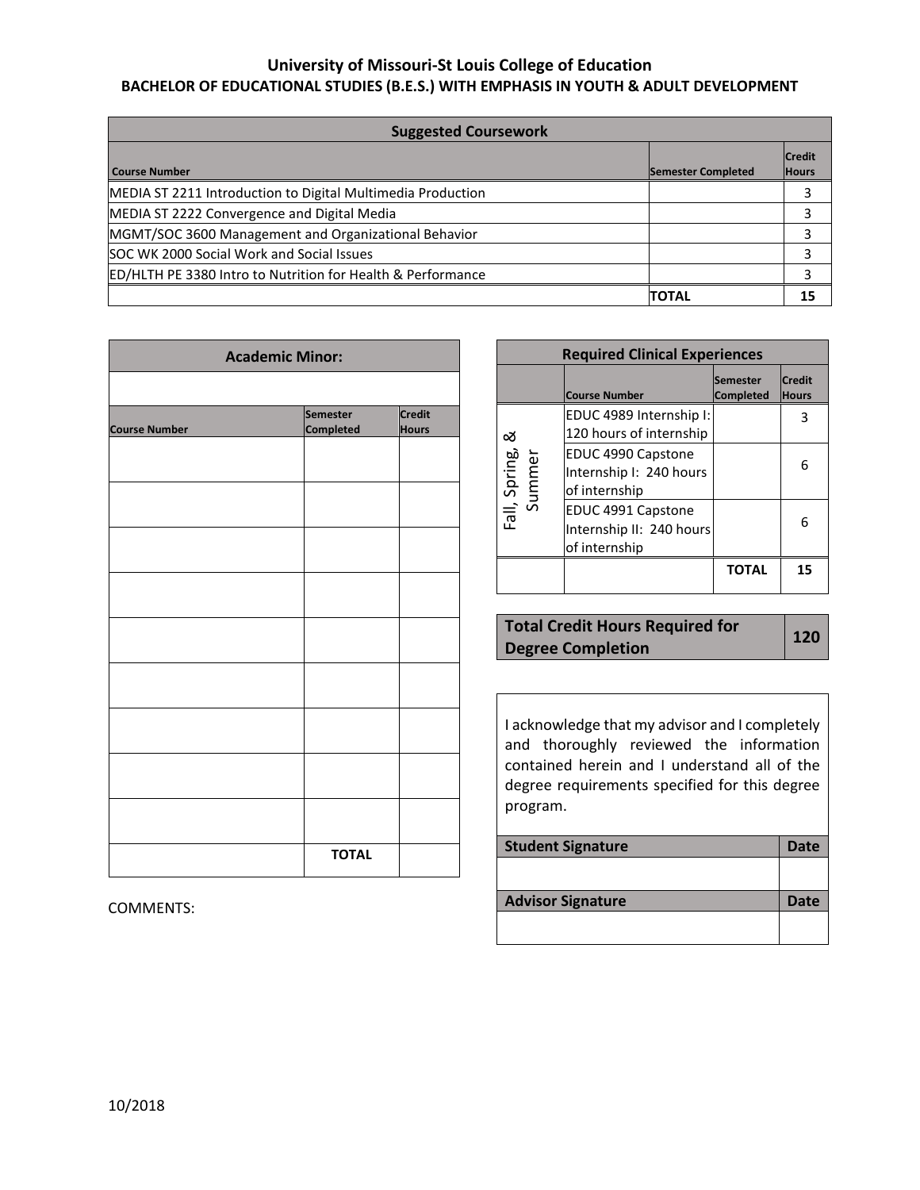# University of Missouri-St Louis College of Education

## BACHELOR OF EDUCATIONAL STUDIES (B.E.S.) WITH EMPHASIS IN YOUTH & ADULT DEVELOPMENT

| Suggested Coursework | | |
|---|---|---|
| **Course Number** | **Semester Completed** | **Credit Hours** |
| MEDIA ST 2211 Introduction to Digital Multimedia Production | | 3 |
| MEDIA ST 2222 Convergence and Digital Media | | 3 |
| MGMT/SOC 3600 Management and Organizational Behavior | | 3 |
| SOC WK 2000 Social Work and Social Issues | | 3 |
| ED/HLTH PE 3380 Intro to Nutrition for Health & Performance | | 3 |
| | **TOTAL** | **15** |

| Academic Minor: | | |
|---|---|---|
| | | |
| **Course Number** | **Semester Completed** | **Credit Hours** |
| | | |
| | | |
| | | |
| | | |
| | | |
| | | |
| | | |
| | | |
| | | |
| | **TOTAL** | |

COMMENTS:

| Required Clinical Experiences | | | |
|---|---|---|---|
| | **Course Number** | **Semester Completed** | **Credit Hours** |
| Fall, Spring, & Summer | EDUC 4989 Internship I: 120 hours of internship | | 3 |
| | EDUC 4990 Capstone Internship I: 240 hours of internship | | 6 |
| | EDUC 4991 Capstone Internship II: 240 hours of internship | | 6 |
| | | **TOTAL** | **15** |

| Total Credit Hours Required for Degree Completion | 120 |
|---|---|

I acknowledge that my advisor and I completely and thoroughly reviewed the information contained herein and I understand all of the degree requirements specified for this degree program.

| Student Signature | Date |
|---|---|
| | |
| **Advisor Signature** | **Date** |
| | |

10/2018